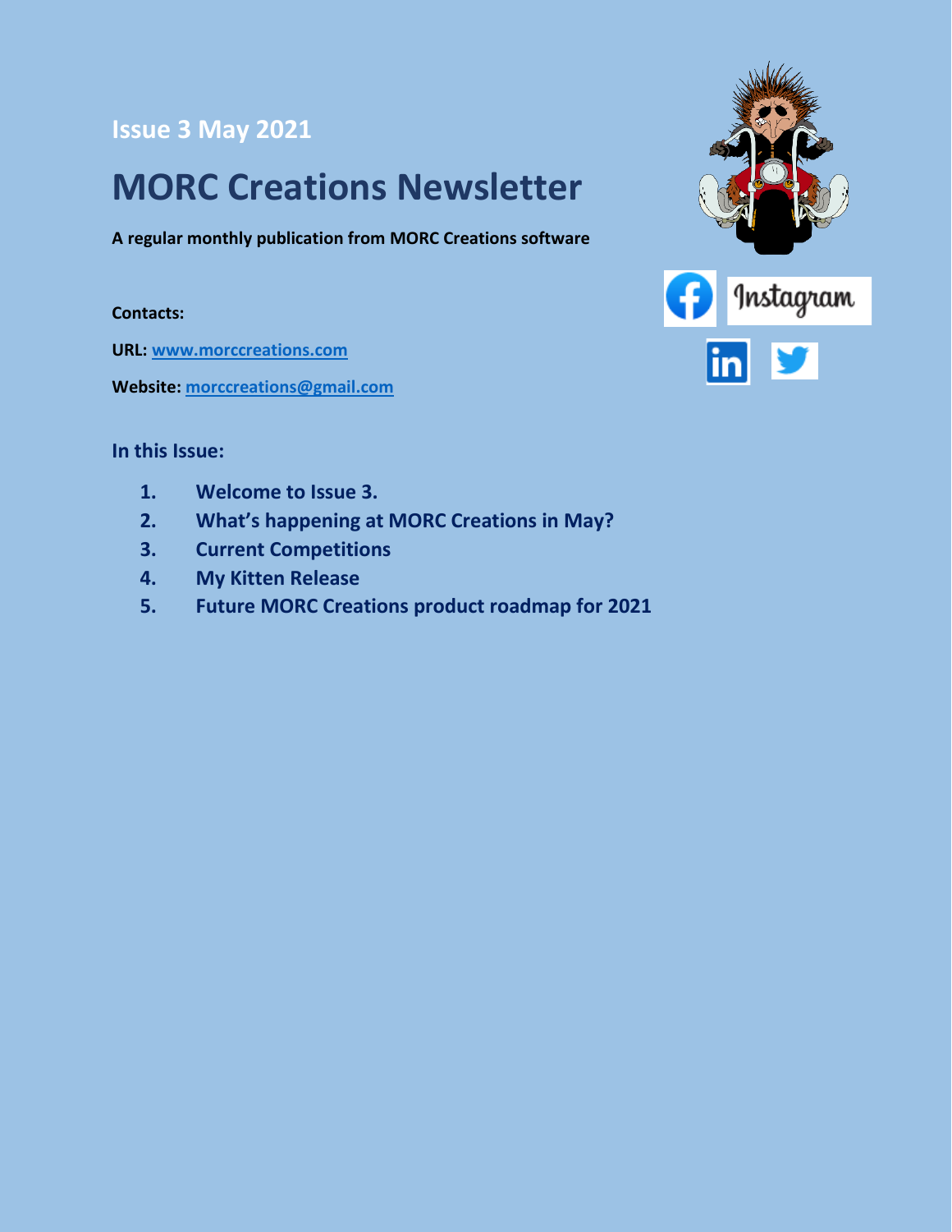## Issue 3 May 2021

# MORC Creations Newsletter

**A regular monthly publication from MORC Creations software**

**Contacts:**

**URL:** [www.morccreations.com](www.morccreations.com)

**Website:** [morccreations@gmail.com](mailto:morccreations@gmail.com)

### In this Issue:

1. **Welcome to Issue 3.**
2. **What's happening at MORC Creations in May?**
3. **Current Competitions**
4. **My Kitten Release**
5. **Future MORC Creations product roadmap for 2021**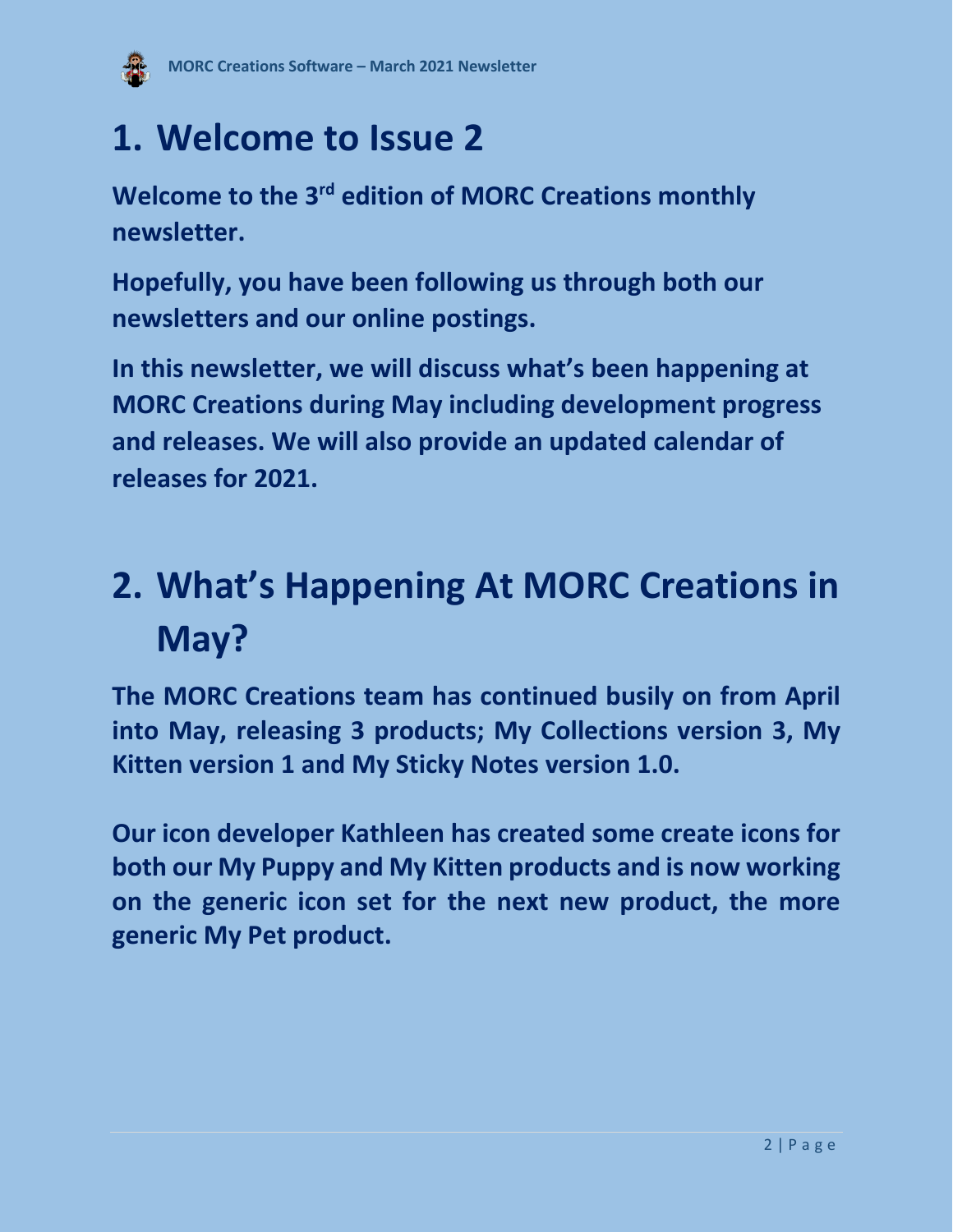# 1. Welcome to Issue 2

**Welcome to the 3rd edition of MORC Creations monthly newsletter.**

**Hopefully, you have been following us through both our newsletters and our online postings.**

**In this newsletter, we will discuss what's been happening at MORC Creations during May including development progress and releases. We will also provide an updated calendar of releases for 2021.**

# 2. What's Happening At MORC Creations in May?

**The MORC Creations team has continued busily on from April into May, releasing 3 products; My Collections version 3, My Kitten version 1 and My Sticky Notes version 1.0.**

**Our icon developer Kathleen has created some create icons for both our My Puppy and My Kitten products and is now working on the generic icon set for the next new product, the more generic My Pet product.**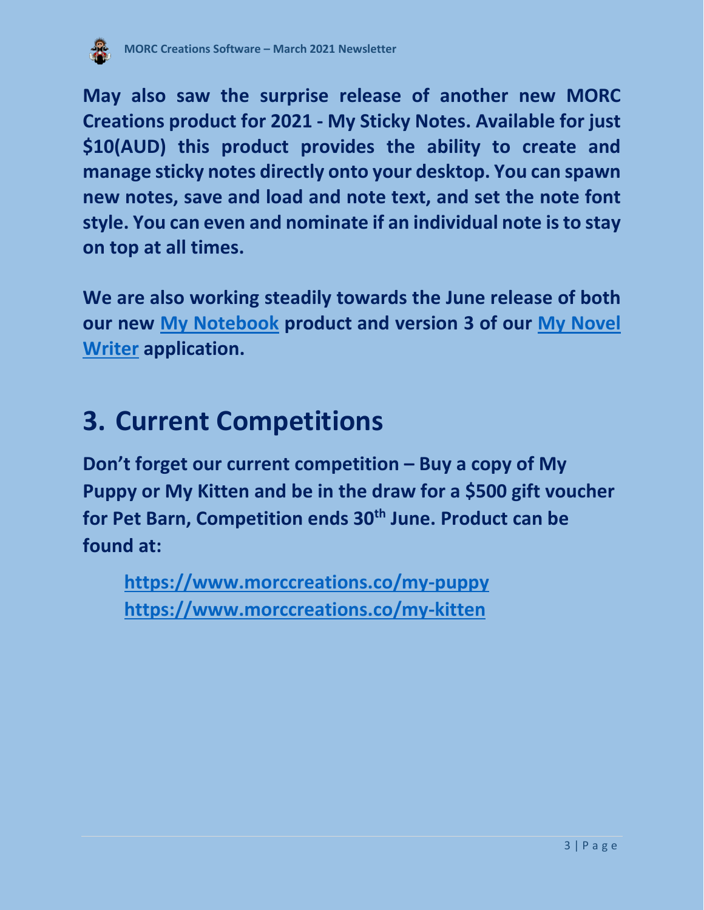**May also saw the surprise release of another new MORC Creations product for 2021 - My Sticky Notes. Available for just $10(AUD) this product provides the ability to create and manage sticky notes directly onto your desktop. You can spawn new notes, save and load and note text, and set the note font style. You can even and nominate if an individual note is to stay on top at all times.**

**We are also working steadily towards the June release of both our new [My Notebook]() product and version 3 of our [My Novel Writer]() application.**

# 3. Current Competitions

**Don't forget our current competition – Buy a copy of My Puppy or My Kitten and be in the draw for a $500 gift voucher for Pet Barn, Competition ends 30th June. Product can be found at:**

**[https://www.morccreations.co/my-puppy](https://www.morccreations.co/my-puppy)**
**[https://www.morccreations.co/my-kitten](https://www.morccreations.co/my-kitten)**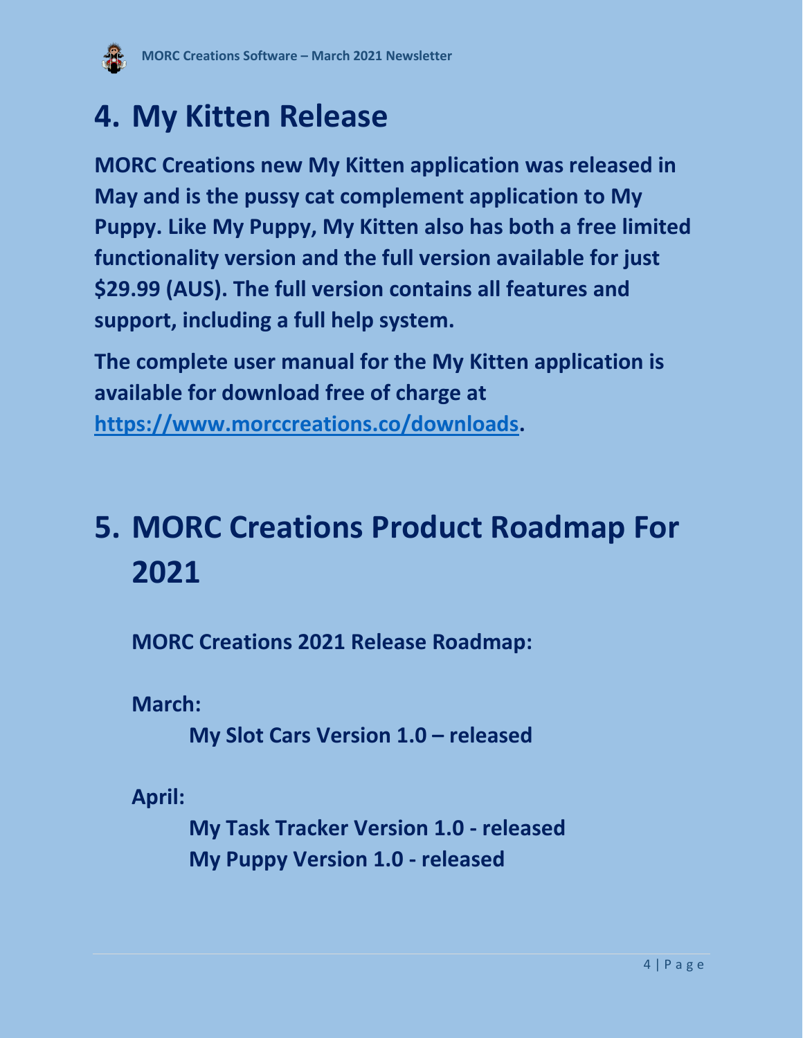# 4. My Kitten Release

**MORC Creations new My Kitten application was released in May and is the pussy cat complement application to My Puppy. Like My Puppy, My Kitten also has both a free limited functionality version and the full version available for just $29.99 (AUS). The full version contains all features and support, including a full help system.**

**The complete user manual for the My Kitten application is available for download free of charge at [https://www.morccreations.co/downloads](https://www.morccreations.co/downloads).**

# 5. MORC Creations Product Roadmap For 2021

**MORC Creations 2021 Release Roadmap:**

**March:**

**My Slot Cars Version 1.0 – released**

**April:**

**My Task Tracker Version 1.0 - released**
**My Puppy Version 1.0 - released**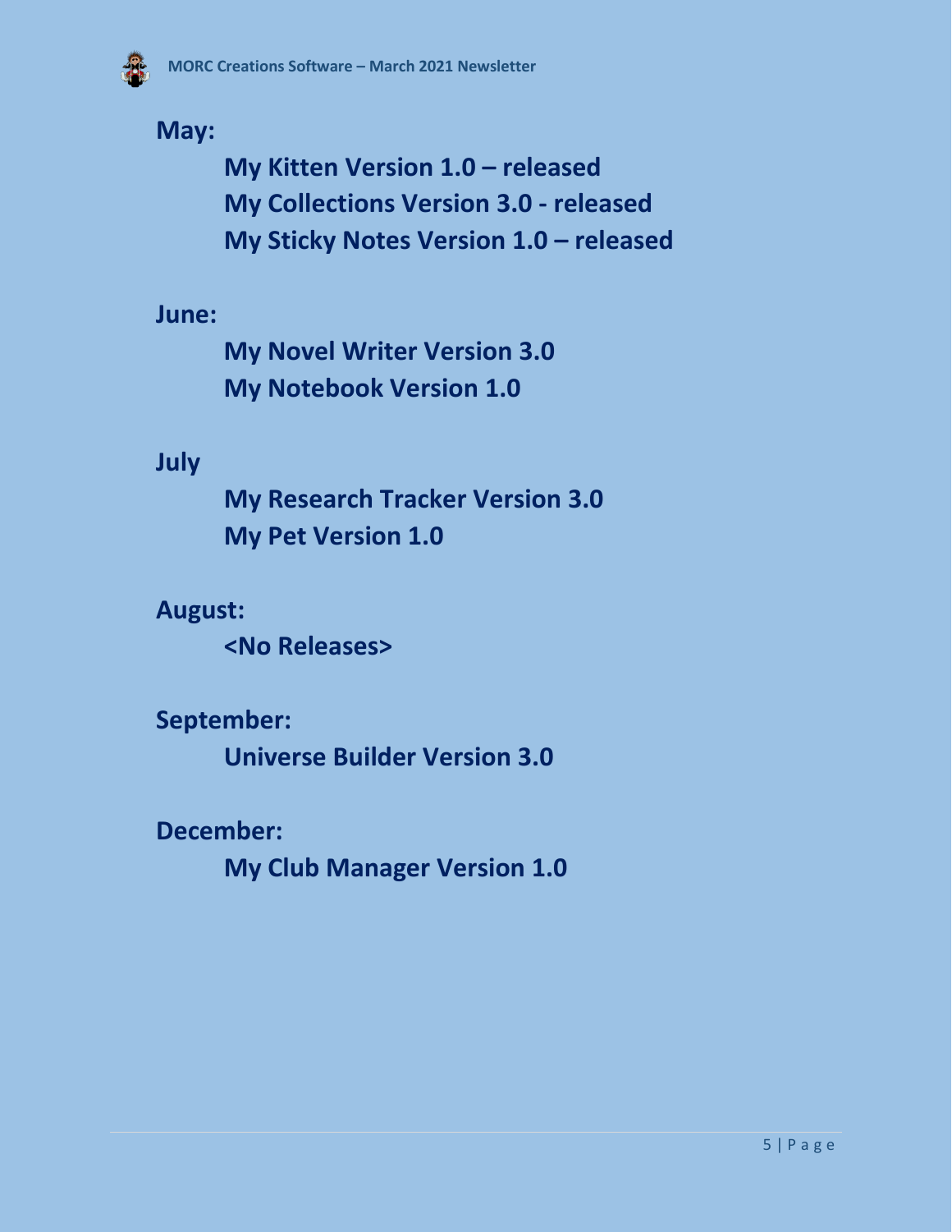**May:**

**My Kitten Version 1.0 – released**
**My Collections Version 3.0 - released**
**My Sticky Notes Version 1.0 – released**

**June:**

**My Novel Writer Version 3.0**
**My Notebook Version 1.0**

**July**

**My Research Tracker Version 3.0**
**My Pet Version 1.0**

**August:**

**<No Releases>**

**September:**

**Universe Builder Version 3.0**

**December:**

**My Club Manager Version 1.0**